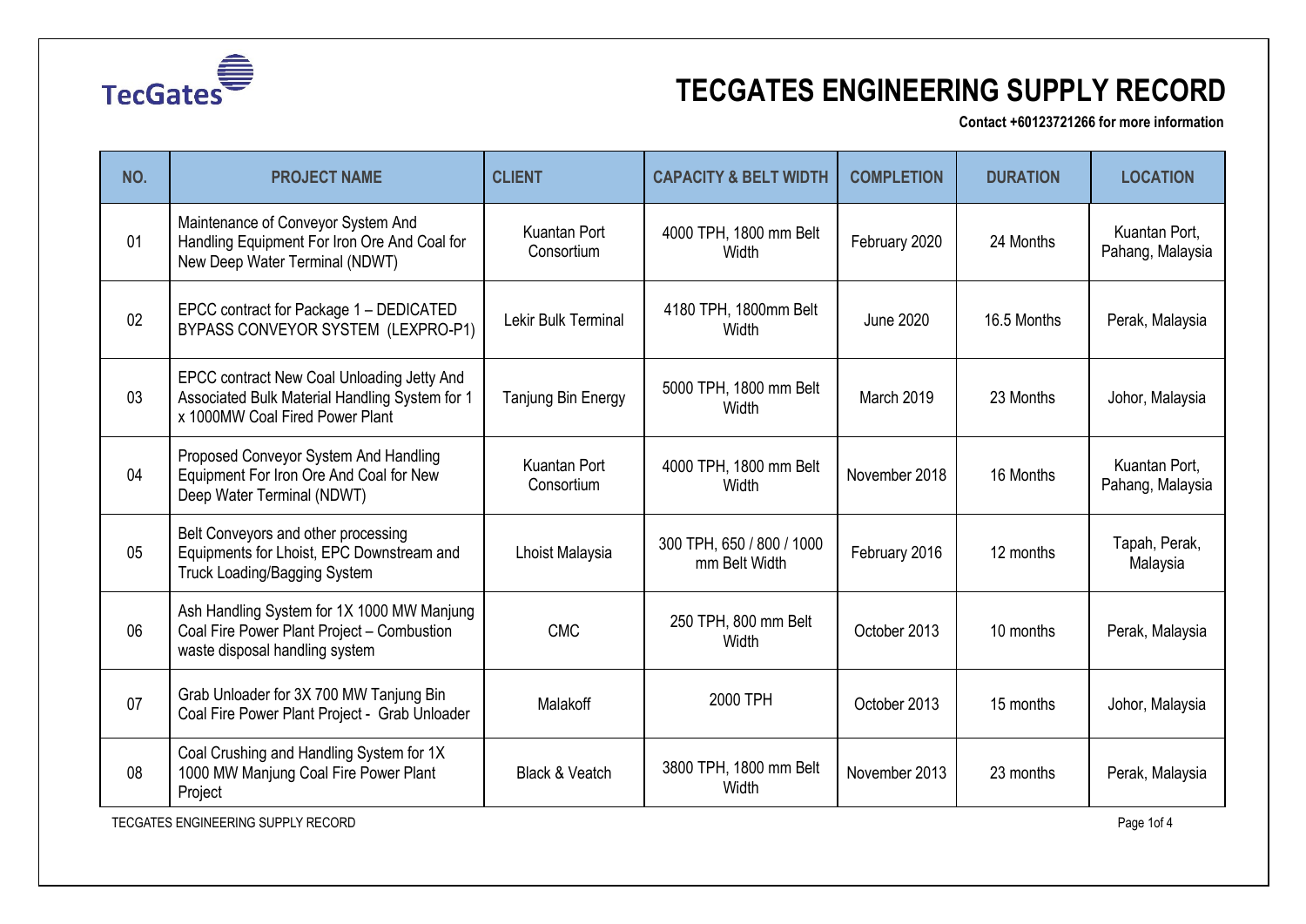TecGates

# TECGATES ENGINEERING SUPPLY RECORD

**Contact +60123721266 for more information**

| NO. | PROJECT NAME | CLIENT | CAPACITY & BELT WIDTH | COMPLETION | DURATION | LOCATION |
|---|---|---|---|---|---|---|
| 01 | Maintenance of Conveyor System And Handling Equipment For Iron Ore And Coal for New Deep Water Terminal (NDWT) | Kuantan Port Consortium | 4000 TPH, 1800 mm Belt Width | February 2020 | 24 Months | Kuantan Port, Pahang, Malaysia |
| 02 | EPCC contract for Package 1 – DEDICATED BYPASS CONVEYOR SYSTEM (LEXPRO-P1) | Lekir Bulk Terminal | 4180 TPH, 1800mm Belt Width | June 2020 | 16.5 Months | Perak, Malaysia |
| 03 | EPCC contract New Coal Unloading Jetty And Associated Bulk Material Handling System for 1 x 1000MW Coal Fired Power Plant | Tanjung Bin Energy | 5000 TPH, 1800 mm Belt Width | March 2019 | 23 Months | Johor, Malaysia |
| 04 | Proposed Conveyor System And Handling Equipment For Iron Ore And Coal for New Deep Water Terminal (NDWT) | Kuantan Port Consortium | 4000 TPH, 1800 mm Belt Width | November 2018 | 16 Months | Kuantan Port, Pahang, Malaysia |
| 05 | Belt Conveyors and other processing Equipments for Lhoist, EPC Downstream and Truck Loading/Bagging System | Lhoist Malaysia | 300 TPH, 650 / 800 / 1000 mm Belt Width | February 2016 | 12 months | Tapah, Perak, Malaysia |
| 06 | Ash Handling System for 1X 1000 MW Manjung Coal Fire Power Plant Project – Combustion waste disposal handling system | CMC | 250 TPH, 800 mm Belt Width | October 2013 | 10 months | Perak, Malaysia |
| 07 | Grab Unloader for 3X 700 MW Tanjung Bin Coal Fire Power Plant Project - Grab Unloader | Malakoff | 2000 TPH | October 2013 | 15 months | Johor, Malaysia |
| 08 | Coal Crushing and Handling System for 1X 1000 MW Manjung Coal Fire Power Plant Project | Black & Veatch | 3800 TPH, 1800 mm Belt Width | November 2013 | 23 months | Perak, Malaysia |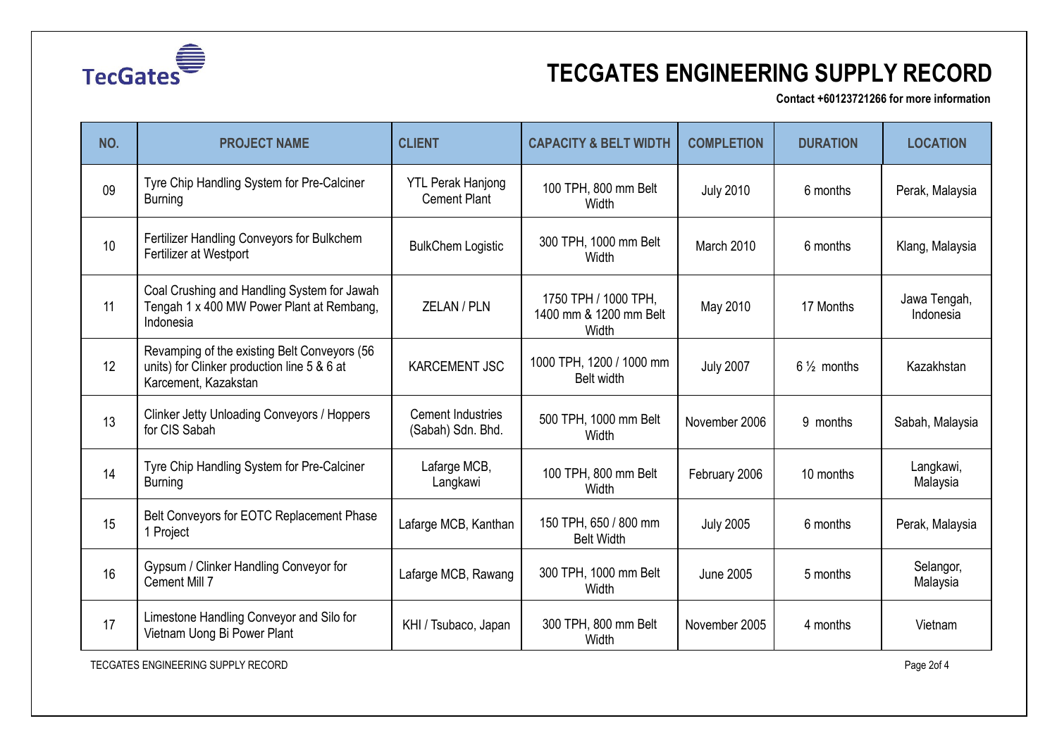# TECGATES ENGINEERING SUPPLY RECORD

**Contact +60123721266 for more information**

| NO. | PROJECT NAME | CLIENT | CAPACITY & BELT WIDTH | COMPLETION | DURATION | LOCATION |
|---|---|---|---|---|---|---|
| 09 | Tyre Chip Handling System for Pre-Calciner Burning | YTL Perak Hanjong Cement Plant | 100 TPH, 800 mm Belt Width | July 2010 | 6 months | Perak, Malaysia |
| 10 | Fertilizer Handling Conveyors for Bulkchem Fertilizer at Westport | BulkChem Logistic | 300 TPH, 1000 mm Belt Width | March 2010 | 6 months | Klang, Malaysia |
| 11 | Coal Crushing and Handling System for Jawah Tengah 1 x 400 MW Power Plant at Rembang, Indonesia | ZELAN / PLN | 1750 TPH / 1000 TPH, 1400 mm & 1200 mm Belt Width | May 2010 | 17 Months | Jawa Tengah, Indonesia |
| 12 | Revamping of the existing Belt Conveyors (56 units) for Clinker production line 5 & 6 at Karcement, Kazakstan | KARCEMENT JSC | 1000 TPH, 1200 / 1000 mm Belt width | July 2007 | 6 ½ months | Kazakhstan |
| 13 | Clinker Jetty Unloading Conveyors / Hoppers for CIS Sabah | Cement Industries (Sabah) Sdn. Bhd. | 500 TPH, 1000 mm Belt Width | November 2006 | 9 months | Sabah, Malaysia |
| 14 | Tyre Chip Handling System for Pre-Calciner Burning | Lafarge MCB, Langkawi | 100 TPH, 800 mm Belt Width | February 2006 | 10 months | Langkawi, Malaysia |
| 15 | Belt Conveyors for EOTC Replacement Phase 1 Project | Lafarge MCB, Kanthan | 150 TPH, 650 / 800 mm Belt Width | July 2005 | 6 months | Perak, Malaysia |
| 16 | Gypsum / Clinker Handling Conveyor for Cement Mill 7 | Lafarge MCB, Rawang | 300 TPH, 1000 mm Belt Width | June 2005 | 5 months | Selangor, Malaysia |
| 17 | Limestone Handling Conveyor and Silo for Vietnam Uong Bi Power Plant | KHI / Tsubaco, Japan | 300 TPH, 800 mm Belt Width | November 2005 | 4 months | Vietnam |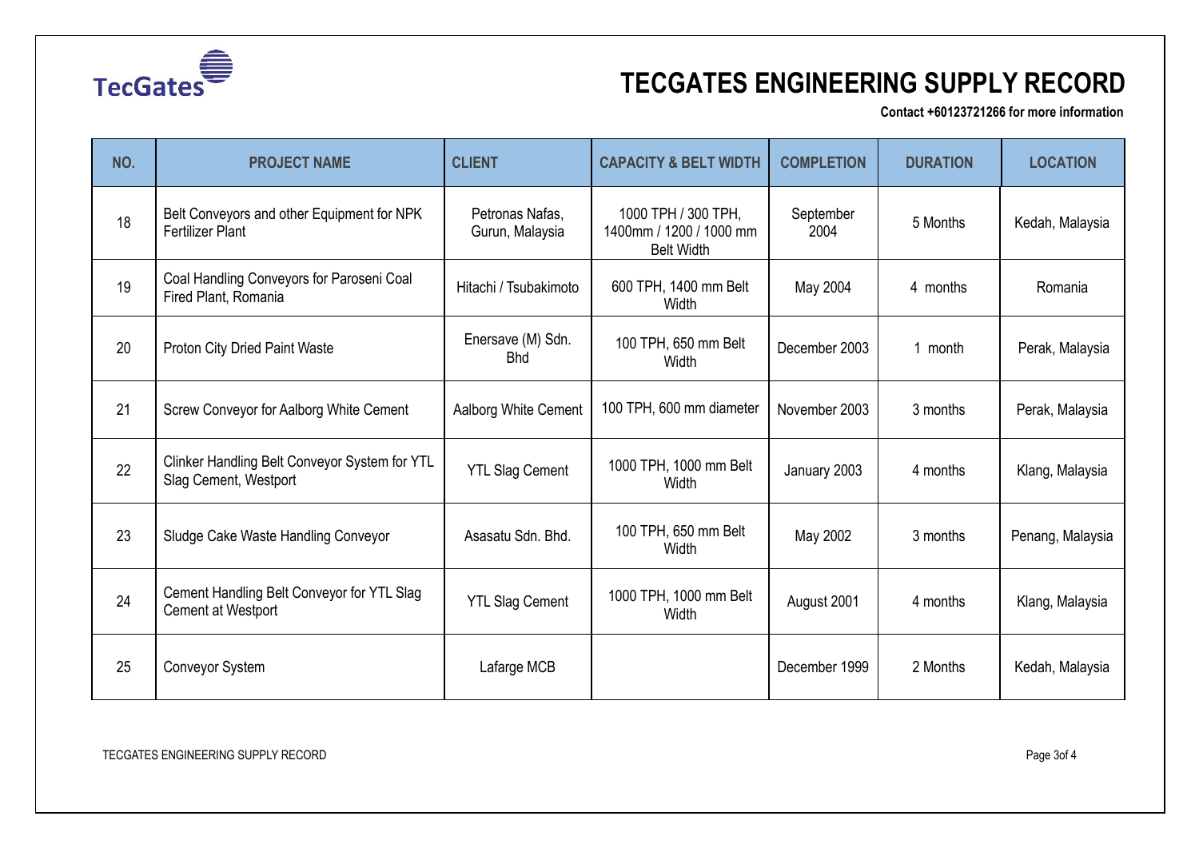# TECGATES ENGINEERING SUPPLY RECORD

**Contact +60123721266 for more information**

| NO. | PROJECT NAME | CLIENT | CAPACITY & BELT WIDTH | COMPLETION | DURATION | LOCATION |
|---|---|---|---|---|---|---|
| 18 | Belt Conveyors and other Equipment for NPK Fertilizer Plant | Petronas Nafas, Gurun, Malaysia | 1000 TPH / 300 TPH, 1400mm / 1200 / 1000 mm Belt Width | September 2004 | 5 Months | Kedah, Malaysia |
| 19 | Coal Handling Conveyors for Paroseni Coal Fired Plant, Romania | Hitachi / Tsubakimoto | 600 TPH, 1400 mm Belt Width | May 2004 | 4 months | Romania |
| 20 | Proton City Dried Paint Waste | Enersave (M) Sdn. Bhd | 100 TPH, 650 mm Belt Width | December 2003 | 1 month | Perak, Malaysia |
| 21 | Screw Conveyor for Aalborg White Cement | Aalborg White Cement | 100 TPH, 600 mm diameter | November 2003 | 3 months | Perak, Malaysia |
| 22 | Clinker Handling Belt Conveyor System for YTL Slag Cement, Westport | YTL Slag Cement | 1000 TPH, 1000 mm Belt Width | January 2003 | 4 months | Klang, Malaysia |
| 23 | Sludge Cake Waste Handling Conveyor | Asasatu Sdn. Bhd. | 100 TPH, 650 mm Belt Width | May 2002 | 3 months | Penang, Malaysia |
| 24 | Cement Handling Belt Conveyor for YTL Slag Cement at Westport | YTL Slag Cement | 1000 TPH, 1000 mm Belt Width | August 2001 | 4 months | Klang, Malaysia |
| 25 | Conveyor System | Lafarge MCB | | December 1999 | 2 Months | Kedah, Malaysia |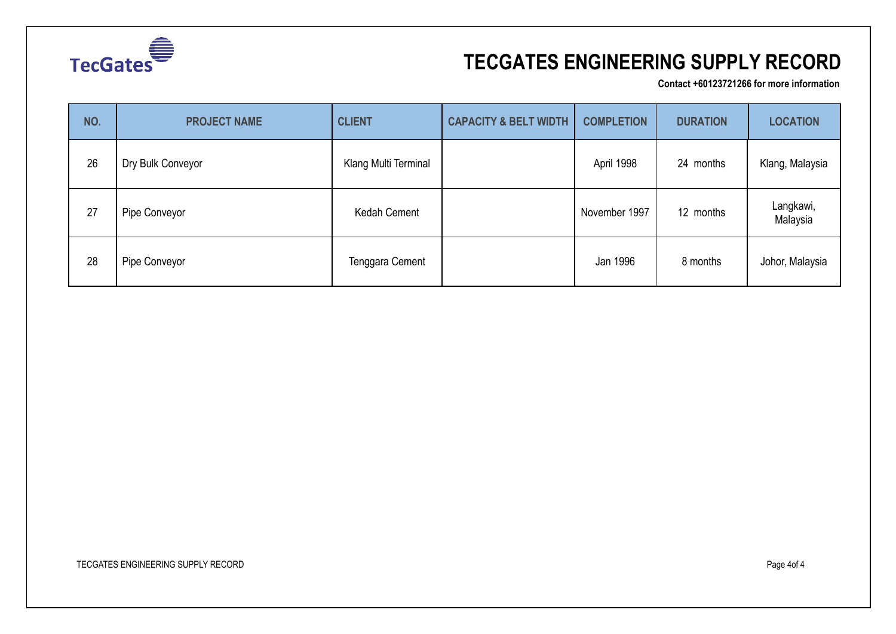# TECGATES ENGINEERING SUPPLY RECORD

**Contact +60123721266 for more information**

| NO. | PROJECT NAME | CLIENT | CAPACITY & BELT WIDTH | COMPLETION | DURATION | LOCATION |
|---|---|---|---|---|---|---|
| 26 | Dry Bulk Conveyor | Klang Multi Terminal | | April 1998 | 24 months | Klang, Malaysia |
| 27 | Pipe Conveyor | Kedah Cement | | November 1997 | 12 months | Langkawi, Malaysia |
| 28 | Pipe Conveyor | Tenggara Cement | | Jan 1996 | 8 months | Johor, Malaysia |